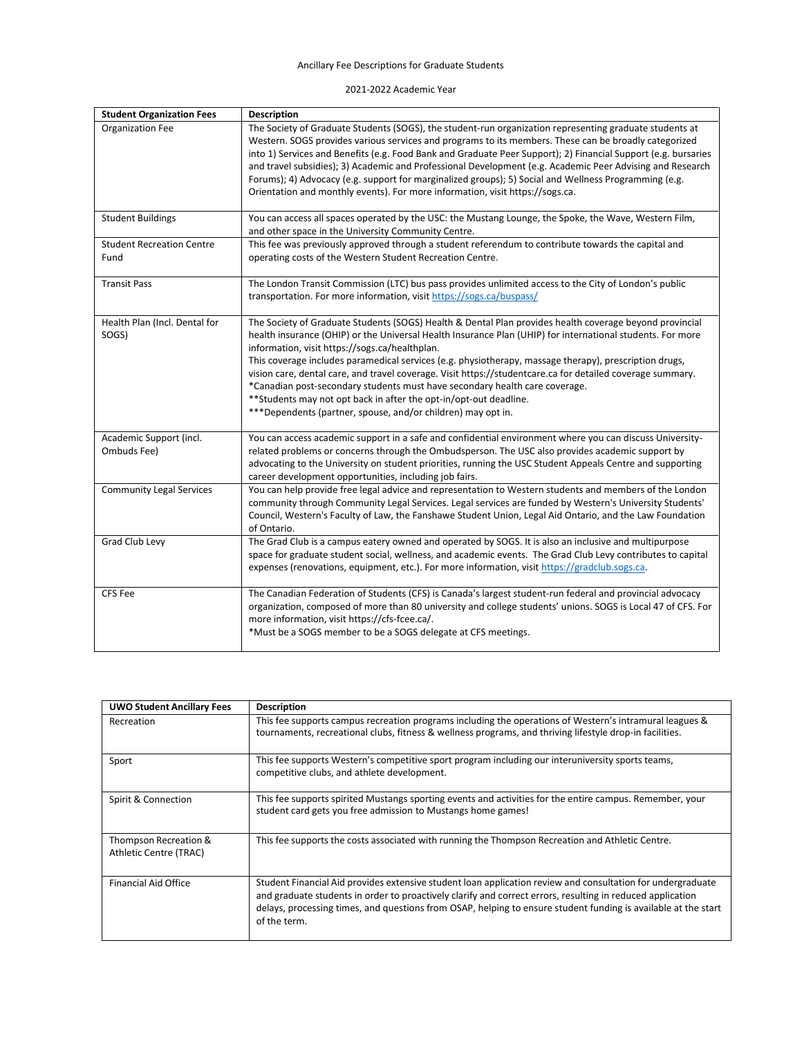Ancillary Fee Descriptions for Graduate Students

2021-2022 Academic Year

| Student Organization Fees | Description |
|---|---|
| Organization Fee | The Society of Graduate Students (SOGS), the student-run organization representing graduate students at Western. SOGS provides various services and programs to its members. These can be broadly categorized into 1) Services and Benefits (e.g. Food Bank and Graduate Peer Support); 2) Financial Support (e.g. bursaries and travel subsidies); 3) Academic and Professional Development (e.g. Academic Peer Advising and Research Forums); 4) Advocacy (e.g. support for marginalized groups); 5) Social and Wellness Programming (e.g. Orientation and monthly events). For more information, visit https://sogs.ca. |
| Student Buildings | You can access all spaces operated by the USC: the Mustang Lounge, the Spoke, the Wave, Western Film, and other space in the University Community Centre. |
| Student Recreation Centre Fund | This fee was previously approved through a student referendum to contribute towards the capital and operating costs of the Western Student Recreation Centre. |
| Transit Pass | The London Transit Commission (LTC) bus pass provides unlimited access to the City of London's public transportation. For more information, visit https://sogs.ca/buspass/ |
| Health Plan (Incl. Dental for SOGS) | The Society of Graduate Students (SOGS) Health & Dental Plan provides health coverage beyond provincial health insurance (OHIP) or the Universal Health Insurance Plan (UHIP) for international students. For more information, visit https://sogs.ca/healthplan.<br>This coverage includes paramedical services (e.g. physiotherapy, massage therapy), prescription drugs, vision care, dental care, and travel coverage. Visit https://studentcare.ca for detailed coverage summary.<br>*Canadian post-secondary students must have secondary health care coverage.<br>**Students may not opt back in after the opt-in/opt-out deadline.<br>***Dependents (partner, spouse, and/or children) may opt in. |
| Academic Support (incl. Ombuds Fee) | You can access academic support in a safe and confidential environment where you can discuss University-related problems or concerns through the Ombudsperson. The USC also provides academic support by advocating to the University on student priorities, running the USC Student Appeals Centre and supporting career development opportunities, including job fairs. |
| Community Legal Services | You can help provide free legal advice and representation to Western students and members of the London community through Community Legal Services. Legal services are funded by Western's University Students' Council, Western's Faculty of Law, the Fanshawe Student Union, Legal Aid Ontario, and the Law Foundation of Ontario. |
| Grad Club Levy | The Grad Club is a campus eatery owned and operated by SOGS. It is also an inclusive and multipurpose space for graduate student social, wellness, and academic events. The Grad Club Levy contributes to capital expenses (renovations, equipment, etc.). For more information, visit https://gradclub.sogs.ca. |
| CFS Fee | The Canadian Federation of Students (CFS) is Canada's largest student-run federal and provincial advocacy organization, composed of more than 80 university and college students' unions. SOGS is Local 47 of CFS. For more information, visit https://cfs-fcee.ca/.<br>*Must be a SOGS member to be a SOGS delegate at CFS meetings. |

| UWO Student Ancillary Fees | Description |
|---|---|
| Recreation | This fee supports campus recreation programs including the operations of Western's intramural leagues & tournaments, recreational clubs, fitness & wellness programs, and thriving lifestyle drop-in facilities. |
| Sport | This fee supports Western's competitive sport program including our interuniversity sports teams, competitive clubs, and athlete development. |
| Spirit & Connection | This fee supports spirited Mustangs sporting events and activities for the entire campus. Remember, your student card gets you free admission to Mustangs home games! |
| Thompson Recreation & Athletic Centre (TRAC) | This fee supports the costs associated with running the Thompson Recreation and Athletic Centre. |
| Financial Aid Office | Student Financial Aid provides extensive student loan application review and consultation for undergraduate and graduate students in order to proactively clarify and correct errors, resulting in reduced application delays, processing times, and questions from OSAP, helping to ensure student funding is available at the start of the term. |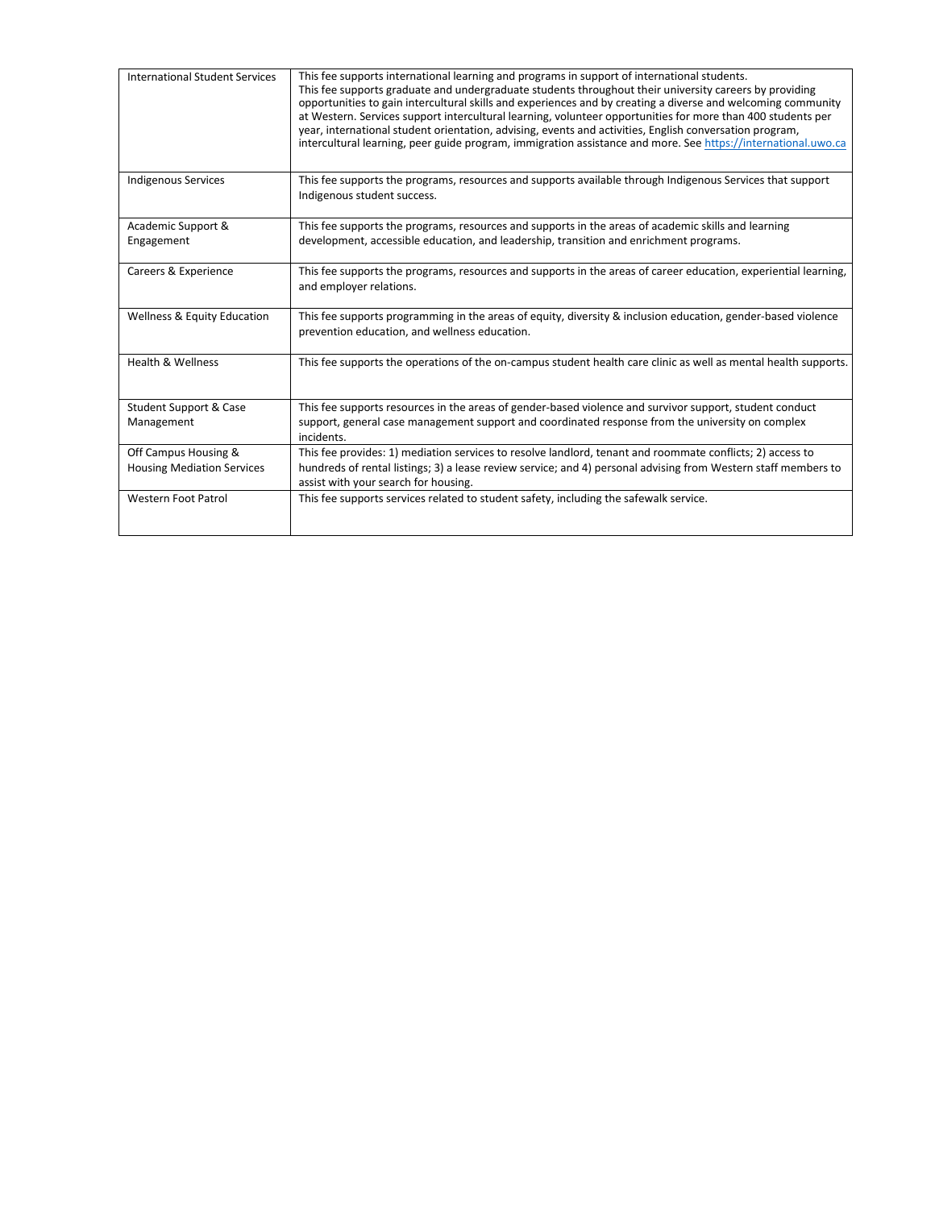| | |
|---|---|
| International Student Services | This fee supports international learning and programs in support of international students. This fee supports graduate and undergraduate students throughout their university careers by providing opportunities to gain intercultural skills and experiences and by creating a diverse and welcoming community at Western. Services support intercultural learning, volunteer opportunities for more than 400 students per year, international student orientation, advising, events and activities, English conversation program, intercultural learning, peer guide program, immigration assistance and more. See https://international.uwo.ca |
| Indigenous Services | This fee supports the programs, resources and supports available through Indigenous Services that support Indigenous student success. |
| Academic Support & Engagement | This fee supports the programs, resources and supports in the areas of academic skills and learning development, accessible education, and leadership, transition and enrichment programs. |
| Careers & Experience | This fee supports the programs, resources and supports in the areas of career education, experiential learning, and employer relations. |
| Wellness & Equity Education | This fee supports programming in the areas of equity, diversity & inclusion education, gender-based violence prevention education, and wellness education. |
| Health & Wellness | This fee supports the operations of the on-campus student health care clinic as well as mental health supports. |
| Student Support & Case Management | This fee supports resources in the areas of gender-based violence and survivor support, student conduct support, general case management support and coordinated response from the university on complex incidents. |
| Off Campus Housing & Housing Mediation Services | This fee provides: 1) mediation services to resolve landlord, tenant and roommate conflicts; 2) access to hundreds of rental listings; 3) a lease review service; and 4) personal advising from Western staff members to assist with your search for housing. |
| Western Foot Patrol | This fee supports services related to student safety, including the safewalk service. |